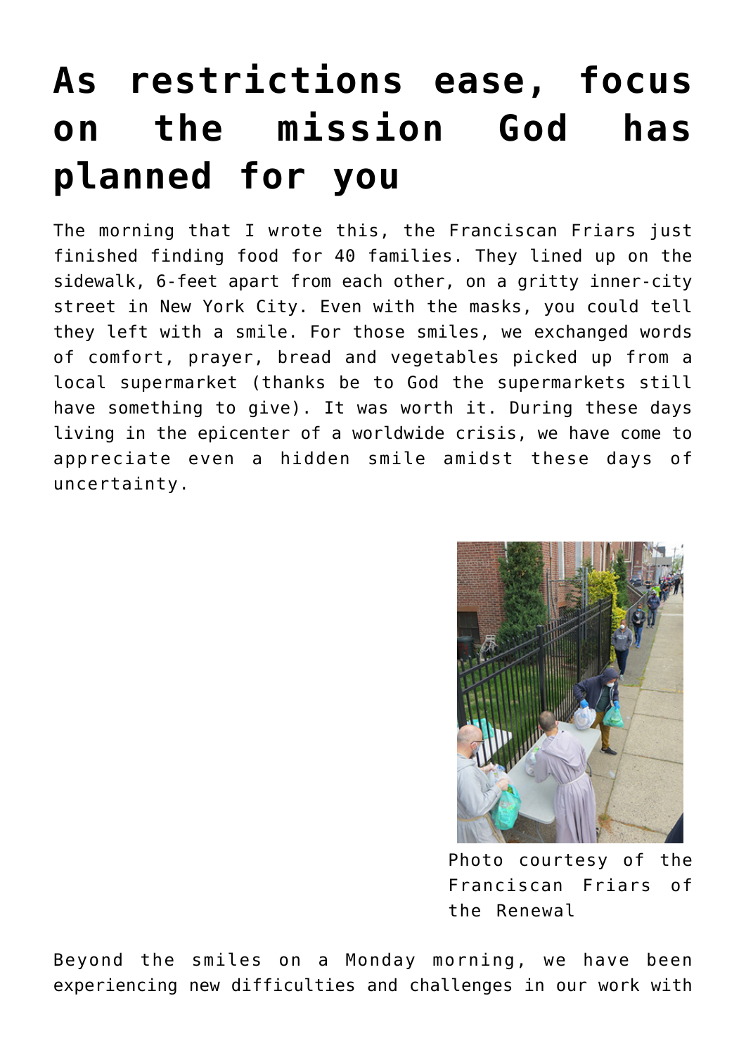# As restrictions ease, focus on the mission God has planned for you

The morning that I wrote this, the Franciscan Friars just finished finding food for 40 families. They lined up on the sidewalk, 6-feet apart from each other, on a gritty inner-city street in New York City. Even with the masks, you could tell they left with a smile. For those smiles, we exchanged words of comfort, prayer, bread and vegetables picked up from a local supermarket (thanks be to God the supermarkets still have something to give). It was worth it. During these days living in the epicenter of a worldwide crisis, we have come to appreciate even a hidden smile amidst these days of uncertainty.

Photo courtesy of the Franciscan Friars of the Renewal

Beyond the smiles on a Monday morning, we have been experiencing new difficulties and challenges in our work with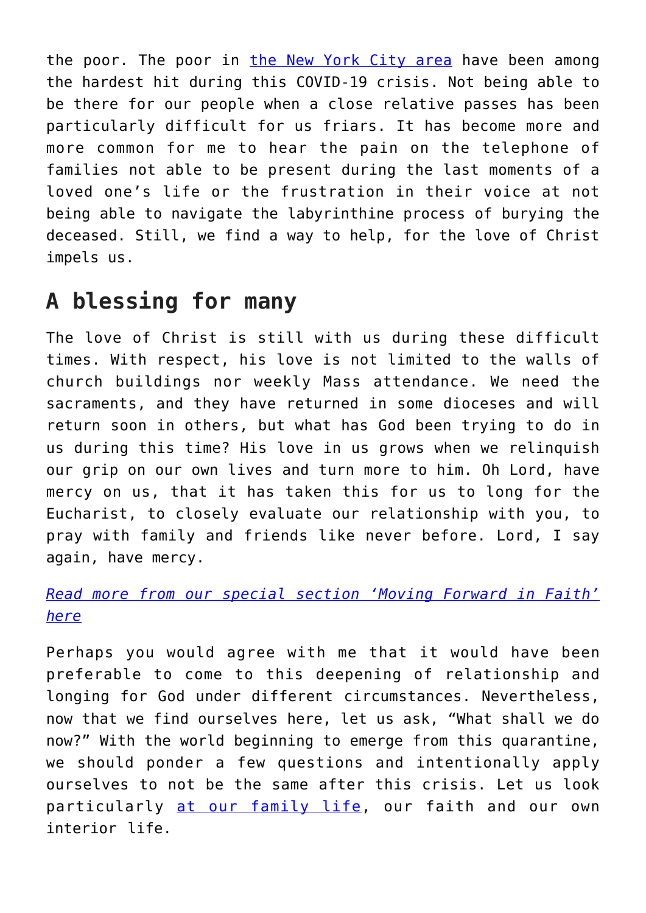the poor. The poor in [the New York City area](#) have been among the hardest hit during this COVID-19 crisis. Not being able to be there for our people when a close relative passes has been particularly difficult for us friars. It has become more and more common for me to hear the pain on the telephone of families not able to be present during the last moments of a loved one's life or the frustration in their voice at not being able to navigate the labyrinthine process of burying the deceased. Still, we find a way to help, for the love of Christ impels us.

## A blessing for many

The love of Christ is still with us during these difficult times. With respect, his love is not limited to the walls of church buildings nor weekly Mass attendance. We need the sacraments, and they have returned in some dioceses and will return soon in others, but what has God been trying to do in us during this time? His love in us grows when we relinquish our grip on our own lives and turn more to him. Oh Lord, have mercy on us, that it has taken this for us to long for the Eucharist, to closely evaluate our relationship with you, to pray with family and friends like never before. Lord, I say again, have mercy.

*[Read more from our special section 'Moving Forward in Faith' here](#)*

Perhaps you would agree with me that it would have been preferable to come to this deepening of relationship and longing for God under different circumstances. Nevertheless, now that we find ourselves here, let us ask, "What shall we do now?" With the world beginning to emerge from this quarantine, we should ponder a few questions and intentionally apply ourselves to not be the same after this crisis. Let us look particularly [at our family life](#), our faith and our own interior life.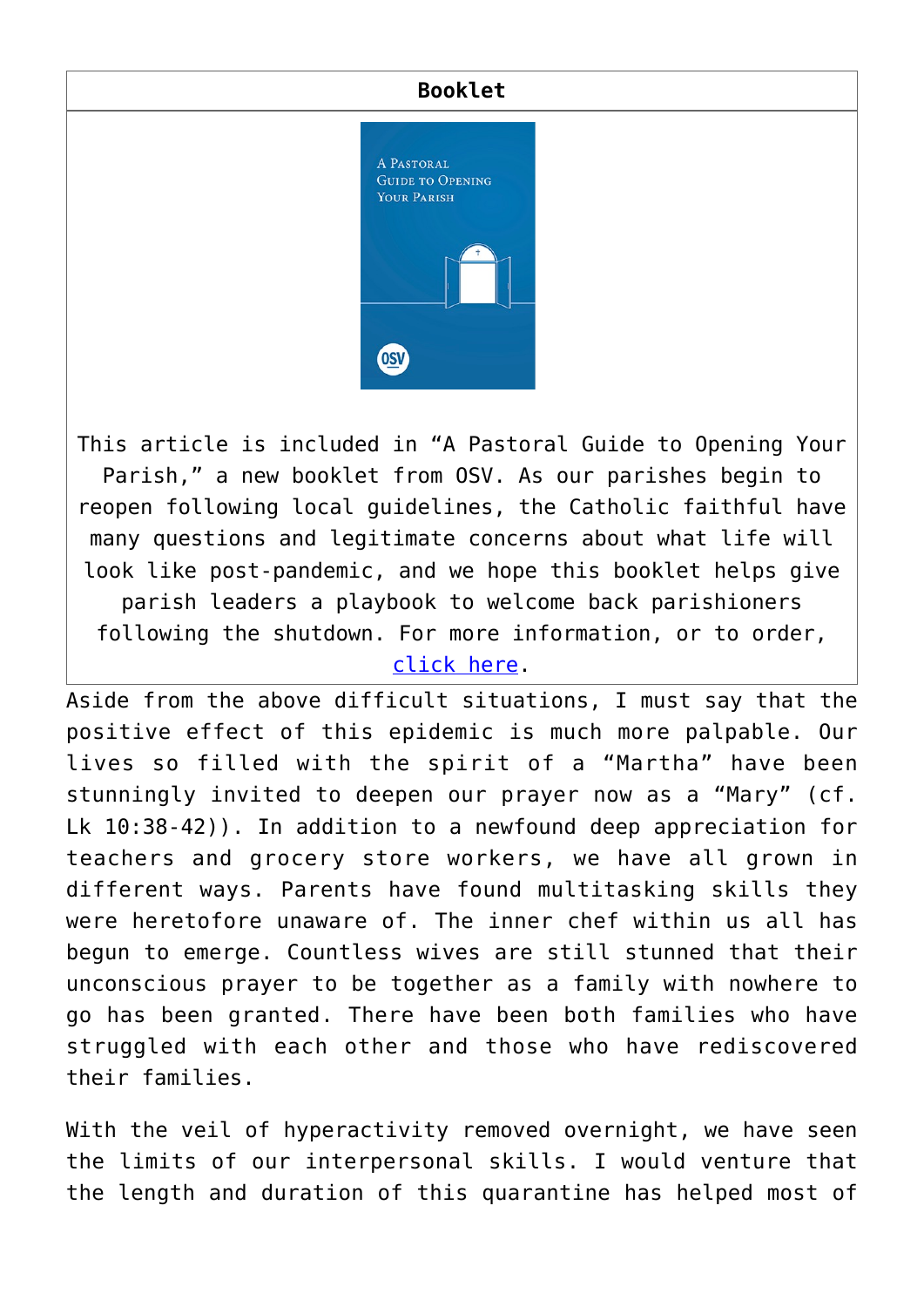| Booklet |
| --- |
| This article is included in "A Pastoral Guide to Opening Your Parish," a new booklet from OSV. As our parishes begin to reopen following local guidelines, the Catholic faithful have many questions and legitimate concerns about what life will look like post-pandemic, and we hope this booklet helps give parish leaders a playbook to welcome back parishioners following the shutdown. For more information, or to order, [click here](). |

Aside from the above difficult situations, I must say that the positive effect of this epidemic is much more palpable. Our lives so filled with the spirit of a "Martha" have been stunningly invited to deepen our prayer now as a "Mary" (cf. Lk 10:38-42)). In addition to a newfound deep appreciation for teachers and grocery store workers, we have all grown in different ways. Parents have found multitasking skills they were heretofore unaware of. The inner chef within us all has begun to emerge. Countless wives are still stunned that their unconscious prayer to be together as a family with nowhere to go has been granted. There have been both families who have struggled with each other and those who have rediscovered their families.

With the veil of hyperactivity removed overnight, we have seen the limits of our interpersonal skills. I would venture that the length and duration of this quarantine has helped most of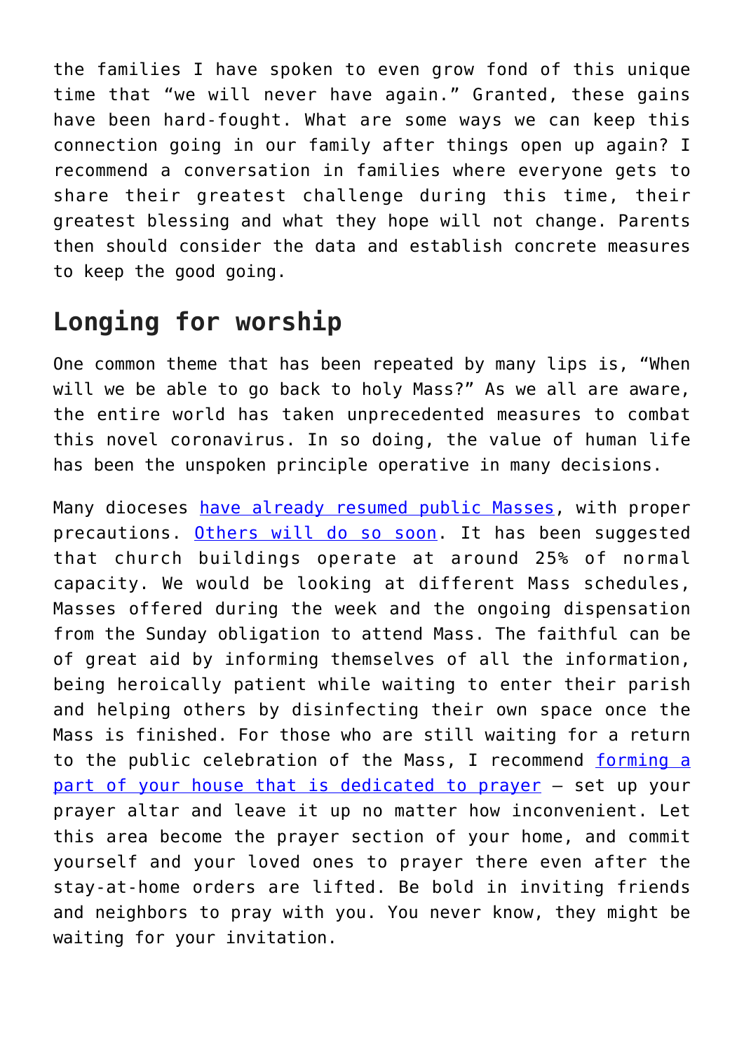the families I have spoken to even grow fond of this unique time that “we will never have again.” Granted, these gains have been hard-fought. What are some ways we can keep this connection going in our family after things open up again? I recommend a conversation in families where everyone gets to share their greatest challenge during this time, their greatest blessing and what they hope will not change. Parents then should consider the data and establish concrete measures to keep the good going.

## Longing for worship

One common theme that has been repeated by many lips is, “When will we be able to go back to holy Mass?” As we all are aware, the entire world has taken unprecedented measures to combat this novel coronavirus. In so doing, the value of human life has been the unspoken principle operative in many decisions.

Many dioceses have already resumed public Masses, with proper precautions. Others will do so soon. It has been suggested that church buildings operate at around 25% of normal capacity. We would be looking at different Mass schedules, Masses offered during the week and the ongoing dispensation from the Sunday obligation to attend Mass. The faithful can be of great aid by informing themselves of all the information, being heroically patient while waiting to enter their parish and helping others by disinfecting their own space once the Mass is finished. For those who are still waiting for a return to the public celebration of the Mass, I recommend forming a part of your house that is dedicated to prayer – set up your prayer altar and leave it up no matter how inconvenient. Let this area become the prayer section of your home, and commit yourself and your loved ones to prayer there even after the stay-at-home orders are lifted. Be bold in inviting friends and neighbors to pray with you. You never know, they might be waiting for your invitation.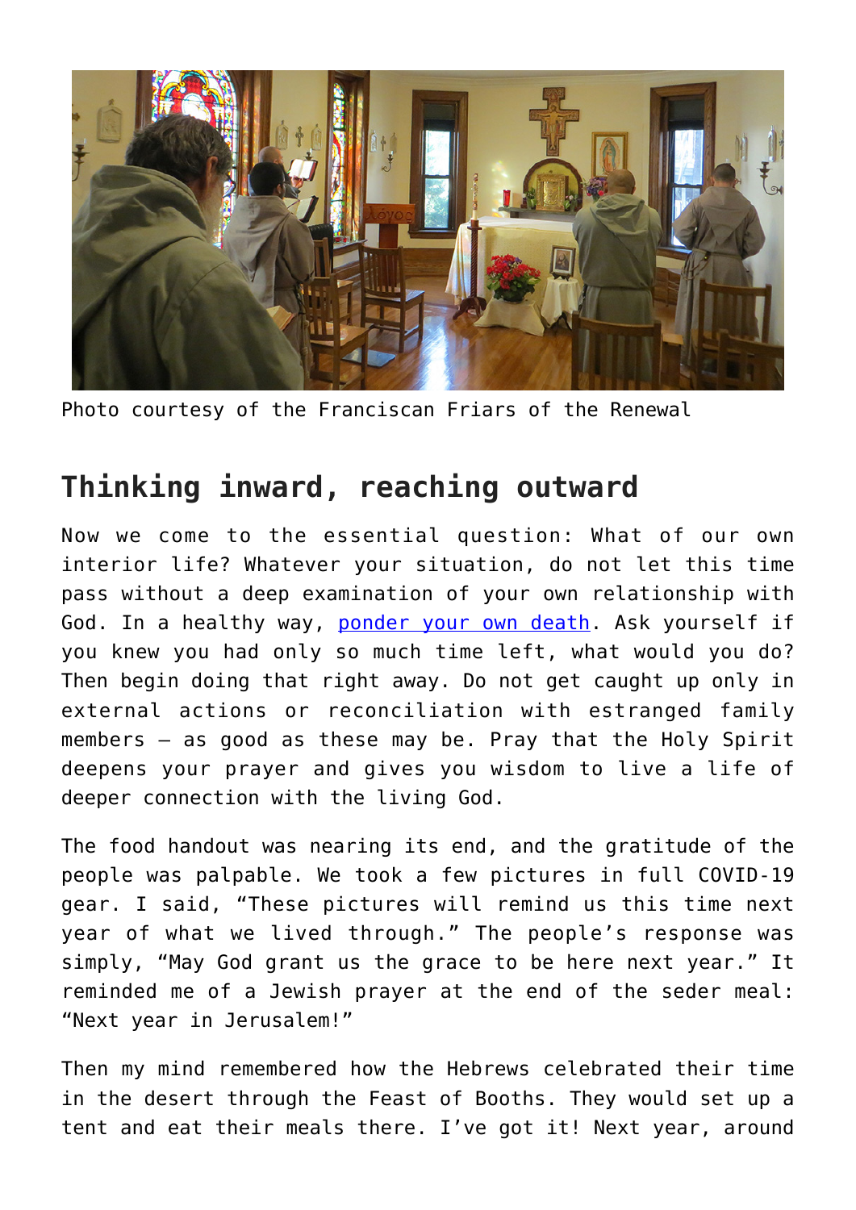Photo courtesy of the Franciscan Friars of the Renewal

## Thinking inward, reaching outward

Now we come to the essential question: What of our own interior life? Whatever your situation, do not let this time pass without a deep examination of your own relationship with God. In a healthy way, ponder your own death. Ask yourself if you knew you had only so much time left, what would you do? Then begin doing that right away. Do not get caught up only in external actions or reconciliation with estranged family members — as good as these may be. Pray that the Holy Spirit deepens your prayer and gives you wisdom to live a life of deeper connection with the living God.

The food handout was nearing its end, and the gratitude of the people was palpable. We took a few pictures in full COVID-19 gear. I said, "These pictures will remind us this time next year of what we lived through." The people's response was simply, "May God grant us the grace to be here next year." It reminded me of a Jewish prayer at the end of the seder meal: "Next year in Jerusalem!"

Then my mind remembered how the Hebrews celebrated their time in the desert through the Feast of Booths. They would set up a tent and eat their meals there. I've got it! Next year, around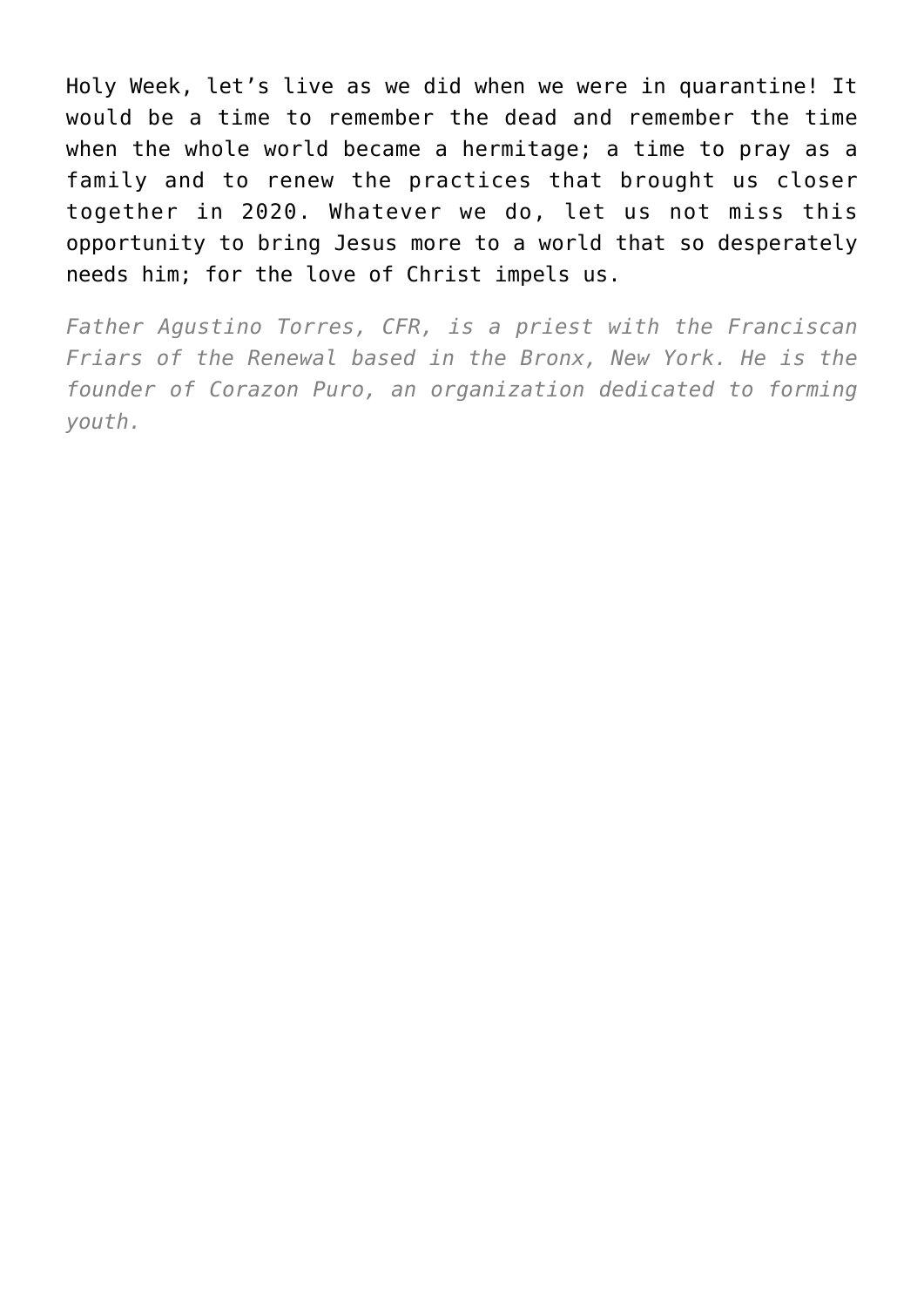Holy Week, let’s live as we did when we were in quarantine! It would be a time to remember the dead and remember the time when the whole world became a hermitage; a time to pray as a family and to renew the practices that brought us closer together in 2020. Whatever we do, let us not miss this opportunity to bring Jesus more to a world that so desperately needs him; for the love of Christ impels us.

*Father Agustino Torres, CFR, is a priest with the Franciscan Friars of the Renewal based in the Bronx, New York. He is the founder of Corazon Puro, an organization dedicated to forming youth.*